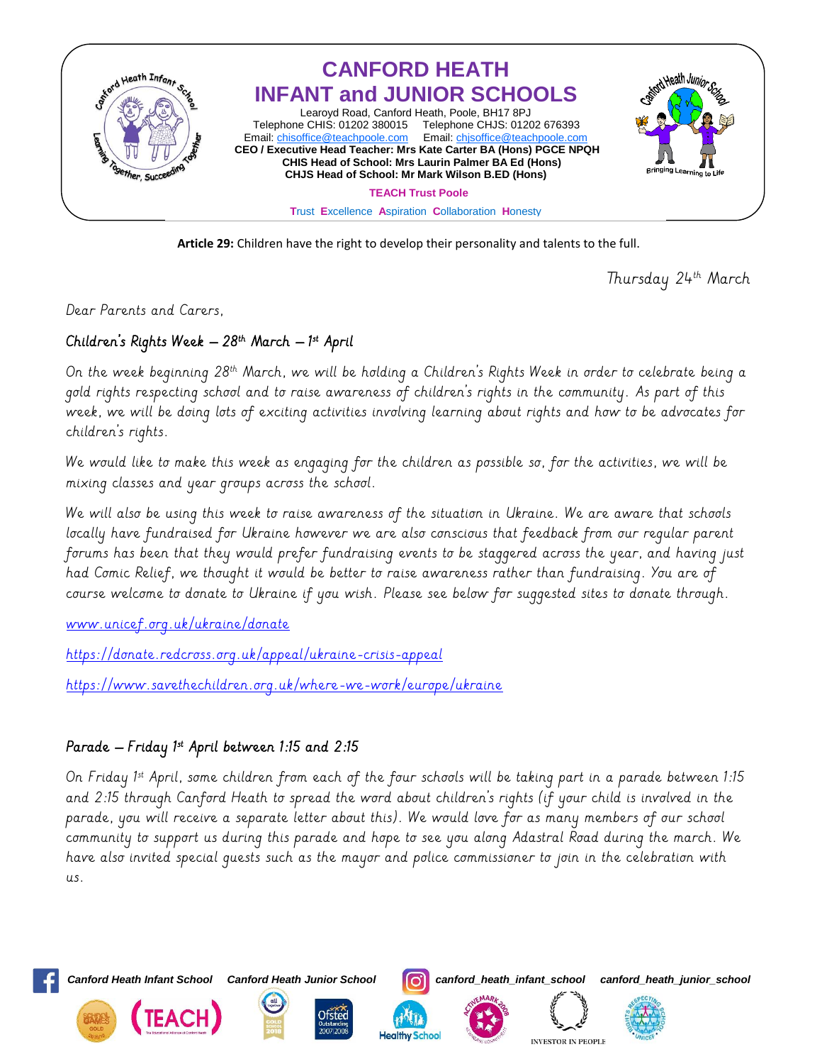# CANFORD HEATH INFANT and JUNIOR SCHOOLS

Learoyd Road, Canford Heath, Poole, BH17 8PJ
Telephone CHIS: 01202 380015 Telephone CHJS: 01202 676393
Email: chisoffice@teachpoole.com Email: chjsoffice@teachpoole.com

**CEO / Executive Head Teacher: Mrs Kate Carter BA (Hons) PGCE NPQH**
**CHIS Head of School: Mrs Laurin Palmer BA Ed (Hons)**
**CHJS Head of School: Mr Mark Wilson B.ED (Hons)**

**TEACH Trust Poole**

Trust Excellence Aspiration Collaboration Honesty

**Article 29:** Children have the right to develop their personality and talents to the full.

Thursday 24th March

Dear Parents and Carers,

## Children's Rights Week – 28th March – 1st April

On the week beginning 28th March, we will be holding a Children's Rights Week in order to celebrate being a gold rights respecting school and to raise awareness of children's rights in the community. As part of this week, we will be doing lots of exciting activities involving learning about rights and how to be advocates for children's rights.

We would like to make this week as engaging for the children as possible so, for the activities, we will be mixing classes and year groups across the school.

We will also be using this week to raise awareness of the situation in Ukraine. We are aware that schools locally have fundraised for Ukraine however we are also conscious that feedback from our regular parent forums has been that they would prefer fundraising events to be staggered across the year, and having just had Comic Relief, we thought it would be better to raise awareness rather than fundraising. You are of course welcome to donate to Ukraine if you wish. Please see below for suggested sites to donate through.

www.unicef.org.uk/ukraine/donate

https://donate.redcross.org.uk/appeal/ukraine-crisis-appeal

https://www.savethechildren.org.uk/where-we-work/europe/ukraine

## Parade – Friday 1st April between 1:15 and 2:15

On Friday 1st April, some children from each of the four schools will be taking part in a parade between 1:15 and 2:15 through Canford Heath to spread the word about children's rights (if your child is involved in the parade, you will receive a separate letter about this). We would love for as many members of our school community to support us during this parade and hope to see you along Adastral Road during the march. We have also invited special guests such as the mayor and police commissioner to join in the celebration with us.

Canford Heath Infant School Canford Heath Junior School canford_heath_infant_school canford_heath_junior_school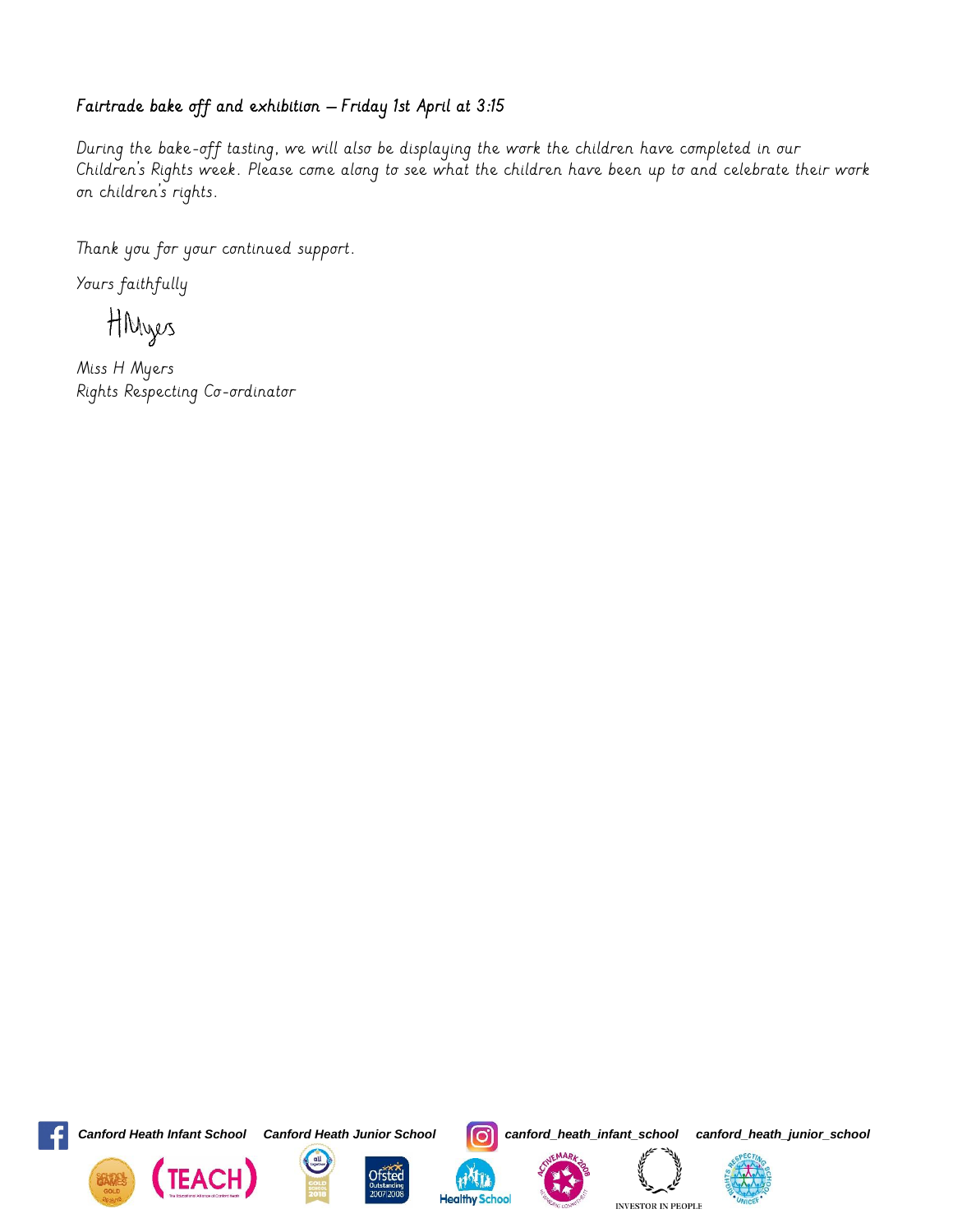### Fairtrade bake off and exhibition – Friday 1st April at 3:15

During the bake-off tasting, we will also be displaying the work the children have completed in our Children's Rights week. Please come along to see what the children have been up to and celebrate their work on children's rights.

Thank you for your continued support.

Yours faithfully

HMyers

Miss H Myers
Rights Respecting Co-ordinator

Canford Heath Infant School   Canford Heath Junior School   canford_heath_infant_school   canford_heath_junior_school